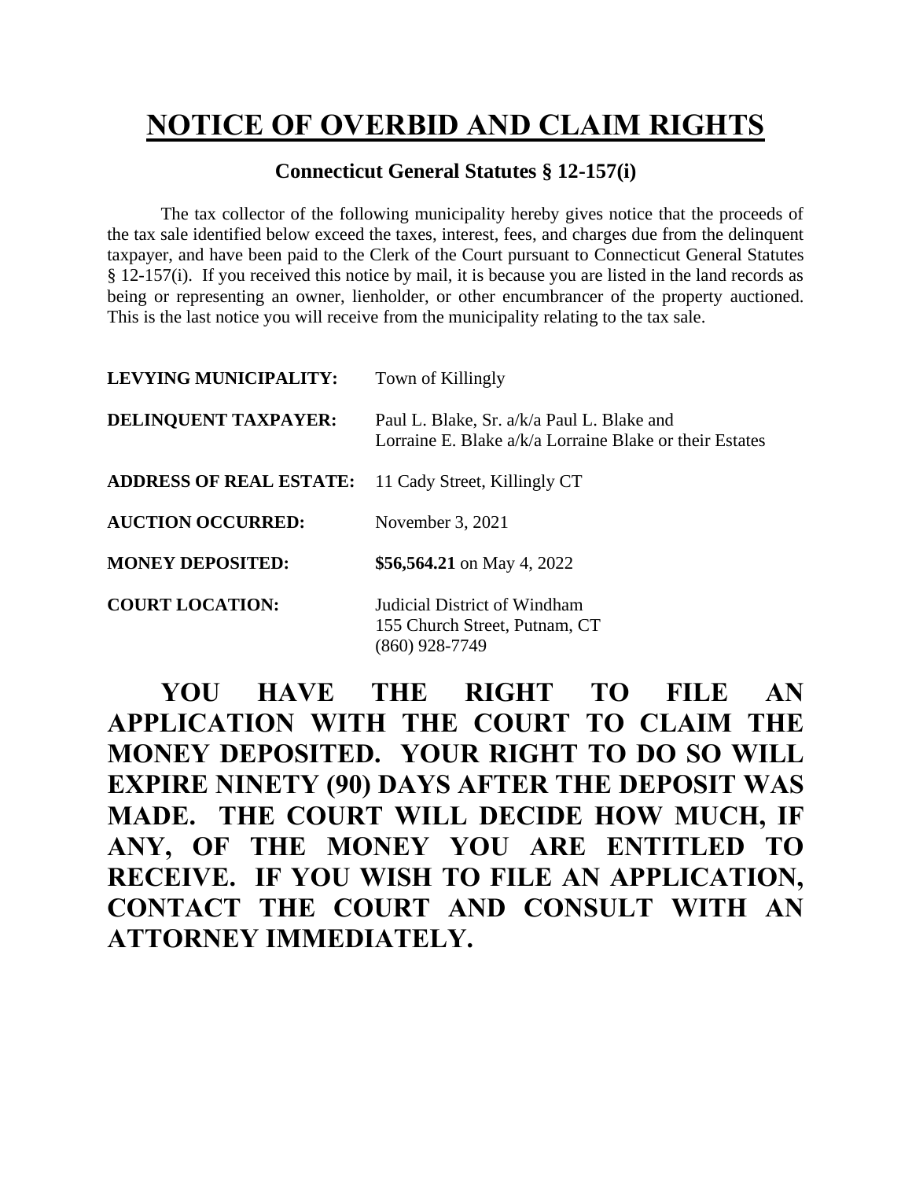# NOTICE OF OVERBID AND CLAIM RIGHTS

**Connecticut General Statutes § 12-157(i)**

The tax collector of the following municipality hereby gives notice that the proceeds of the tax sale identified below exceed the taxes, interest, fees, and charges due from the delinquent taxpayer, and have been paid to the Clerk of the Court pursuant to Connecticut General Statutes § 12-157(i). If you received this notice by mail, it is because you are listed in the land records as being or representing an owner, lienholder, or other encumbrancer of the property auctioned. This is the last notice you will receive from the municipality relating to the tax sale.

**LEVYING MUNICIPALITY:** Town of Killingly

**DELINQUENT TAXPAYER:** Paul L. Blake, Sr. a/k/a Paul L. Blake and Lorraine E. Blake a/k/a Lorraine Blake or their Estates

**ADDRESS OF REAL ESTATE:** 11 Cady Street, Killingly CT

**AUCTION OCCURRED:** November 3, 2021

**MONEY DEPOSITED:** **$56,564.21** on May 4, 2022

**COURT LOCATION:** Judicial District of Windham
155 Church Street, Putnam, CT
(860) 928-7749

**YOU HAVE THE RIGHT TO FILE AN APPLICATION WITH THE COURT TO CLAIM THE MONEY DEPOSITED. YOUR RIGHT TO DO SO WILL EXPIRE NINETY (90) DAYS AFTER THE DEPOSIT WAS MADE. THE COURT WILL DECIDE HOW MUCH, IF ANY, OF THE MONEY YOU ARE ENTITLED TO RECEIVE. IF YOU WISH TO FILE AN APPLICATION, CONTACT THE COURT AND CONSULT WITH AN ATTORNEY IMMEDIATELY.**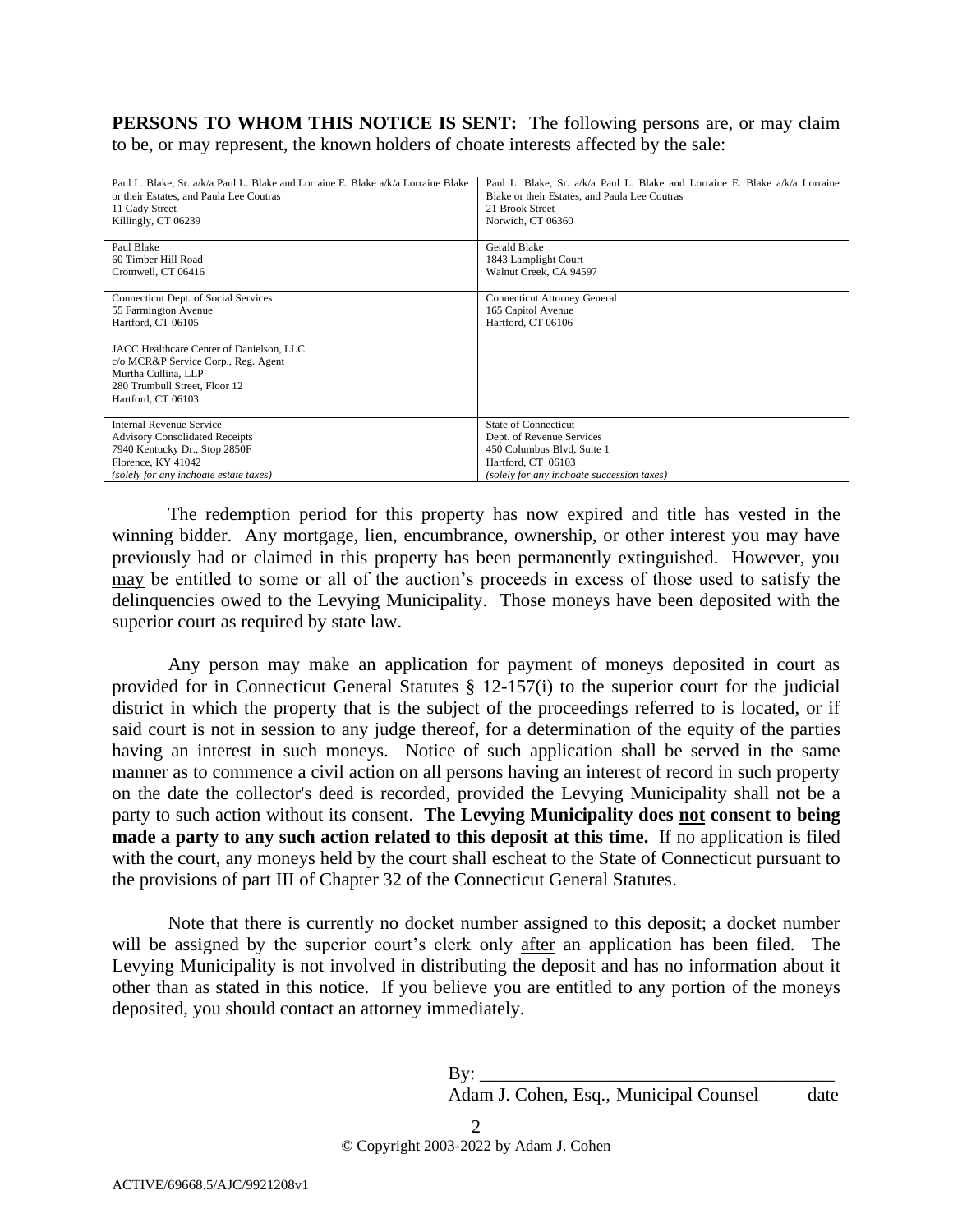**PERSONS TO WHOM THIS NOTICE IS SENT:** The following persons are, or may claim to be, or may represent, the known holders of choate interests affected by the sale:

| | |
|---|---|
| Paul L. Blake, Sr. a/k/a Paul L. Blake and Lorraine E. Blake a/k/a Lorraine Blake or their Estates, and Paula Lee Coutras<br>11 Cady Street<br>Killingly, CT 06239 | Paul L. Blake, Sr. a/k/a Paul L. Blake and Lorraine E. Blake a/k/a Lorraine Blake or their Estates, and Paula Lee Coutras<br>21 Brook Street<br>Norwich, CT 06360 |
| Paul Blake<br>60 Timber Hill Road<br>Cromwell, CT 06416 | Gerald Blake<br>1843 Lamplight Court<br>Walnut Creek, CA 94597 |
| Connecticut Dept. of Social Services<br>55 Farmington Avenue<br>Hartford, CT 06105 | Connecticut Attorney General<br>165 Capitol Avenue<br>Hartford, CT 06106 |
| JACC Healthcare Center of Danielson, LLC<br>c/o MCR&P Service Corp., Reg. Agent<br>Murtha Cullina, LLP<br>280 Trumbull Street, Floor 12<br>Hartford, CT 06103 | |
| Internal Revenue Service<br>Advisory Consolidated Receipts<br>7940 Kentucky Dr., Stop 2850F<br>Florence, KY 41042<br>*(solely for any inchoate estate taxes)* | State of Connecticut<br>Dept. of Revenue Services<br>450 Columbus Blvd, Suite 1<br>Hartford, CT 06103<br>*(solely for any inchoate succession taxes)* |

The redemption period for this property has now expired and title has vested in the winning bidder. Any mortgage, lien, encumbrance, ownership, or other interest you may have previously had or claimed in this property has been permanently extinguished. However, you may be entitled to some or all of the auction's proceeds in excess of those used to satisfy the delinquencies owed to the Levying Municipality. Those moneys have been deposited with the superior court as required by state law.

Any person may make an application for payment of moneys deposited in court as provided for in Connecticut General Statutes § 12-157(i) to the superior court for the judicial district in which the property that is the subject of the proceedings referred to is located, or if said court is not in session to any judge thereof, for a determination of the equity of the parties having an interest in such moneys. Notice of such application shall be served in the same manner as to commence a civil action on all persons having an interest of record in such property on the date the collector's deed is recorded, provided the Levying Municipality shall not be a party to such action without its consent. **The Levying Municipality does not consent to being made a party to any such action related to this deposit at this time.** If no application is filed with the court, any moneys held by the court shall escheat to the State of Connecticut pursuant to the provisions of part III of Chapter 32 of the Connecticut General Statutes.

Note that there is currently no docket number assigned to this deposit; a docket number will be assigned by the superior court's clerk only after an application has been filed. The Levying Municipality is not involved in distributing the deposit and has no information about it other than as stated in this notice. If you believe you are entitled to any portion of the moneys deposited, you should contact an attorney immediately.

By: ____________________________________
Adam J. Cohen, Esq., Municipal Counsel date

© Copyright 2003-2022 by Adam J. Cohen

ACTIVE/69668.5/AJC/9921208v1